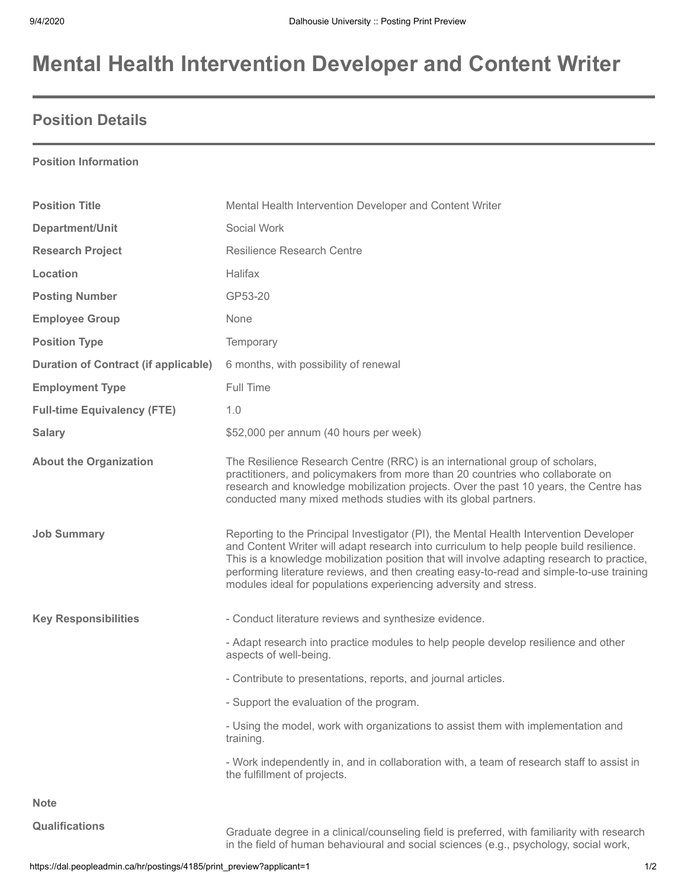# Mental Health Intervention Developer and Content Writer

## Position Details

**Position Information**

| | |
|---|---|
| **Position Title** | Mental Health Intervention Developer and Content Writer |
| **Department/Unit** | Social Work |
| **Research Project** | Resilience Research Centre |
| **Location** | Halifax |
| **Posting Number** | GP53-20 |
| **Employee Group** | None |
| **Position Type** | Temporary |
| **Duration of Contract (if applicable)** | 6 months, with possibility of renewal |
| **Employment Type** | Full Time |
| **Full-time Equivalency (FTE)** | 1.0 |
| **Salary** | $52,000 per annum (40 hours per week) |
| **About the Organization** | The Resilience Research Centre (RRC) is an international group of scholars, practitioners, and policymakers from more than 20 countries who collaborate on research and knowledge mobilization projects. Over the past 10 years, the Centre has conducted many mixed methods studies with its global partners. |
| **Job Summary** | Reporting to the Principal Investigator (PI), the Mental Health Intervention Developer and Content Writer will adapt research into curriculum to help people build resilience. This is a knowledge mobilization position that will involve adapting research to practice, performing literature reviews, and then creating easy-to-read and simple-to-use training modules ideal for populations experiencing adversity and stress. |
| **Key Responsibilities** | - Conduct literature reviews and synthesize evidence.<br>- Adapt research into practice modules to help people develop resilience and other aspects of well-being.<br>- Contribute to presentations, reports, and journal articles.<br>- Support the evaluation of the program.<br>- Using the model, work with organizations to assist them with implementation and training.<br>- Work independently in, and in collaboration with, a team of research staff to assist in the fulfillment of projects. |
| **Note** | |
| **Qualifications** | Graduate degree in a clinical/counseling field is preferred, with familiarity with research in the field of human behavioural and social sciences (e.g., psychology, social work, |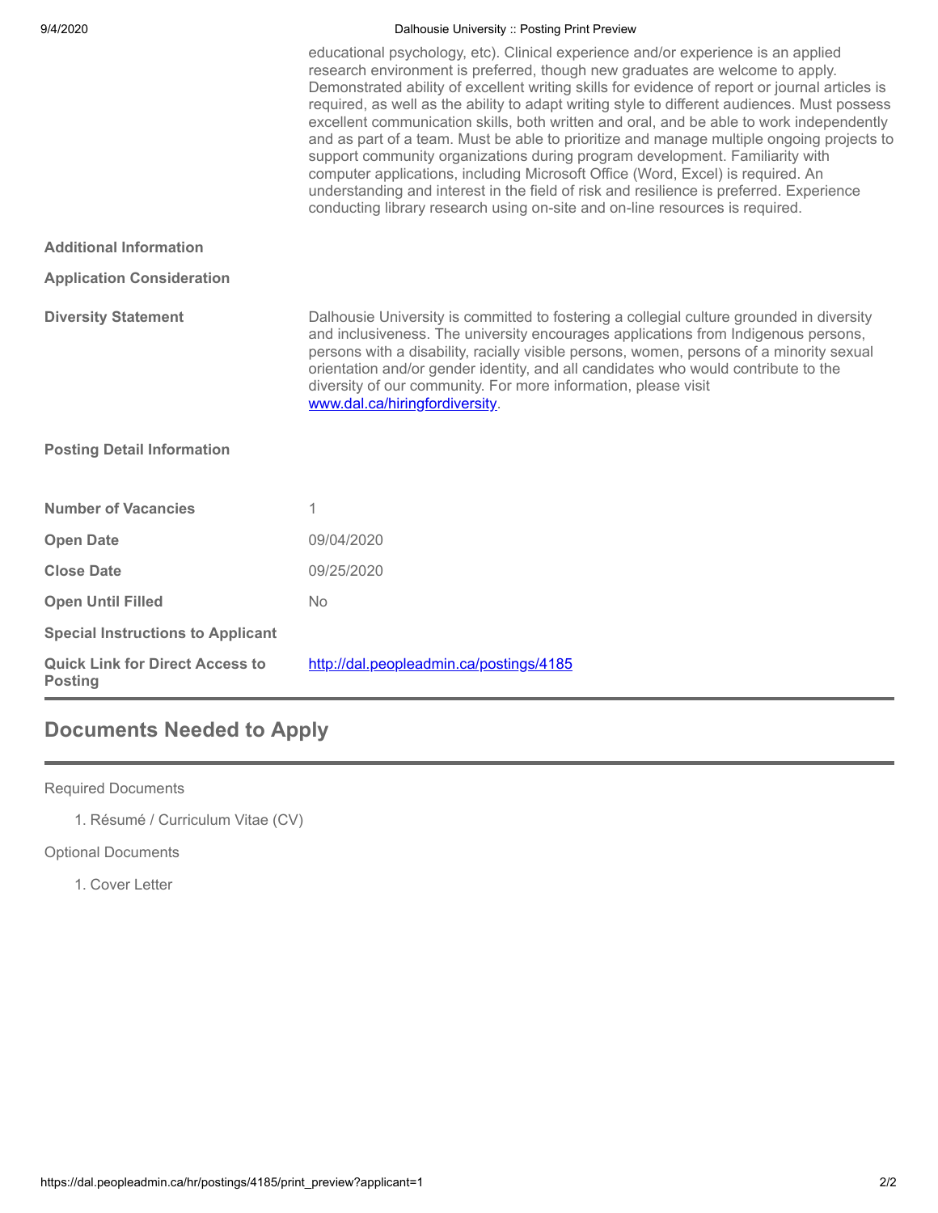educational psychology, etc). Clinical experience and/or experience is an applied research environment is preferred, though new graduates are welcome to apply. Demonstrated ability of excellent writing skills for evidence of report or journal articles is required, as well as the ability to adapt writing style to different audiences. Must possess excellent communication skills, both written and oral, and be able to work independently and as part of a team. Must be able to prioritize and manage multiple ongoing projects to support community organizations during program development. Familiarity with computer applications, including Microsoft Office (Word, Excel) is required. An understanding and interest in the field of risk and resilience is preferred. Experience conducting library research using on-site and on-line resources is required.

| | |
|---|---|
| **Additional Information** | |
| **Application Consideration** | |
| **Diversity Statement** | Dalhousie University is committed to fostering a collegial culture grounded in diversity and inclusiveness. The university encourages applications from Indigenous persons, persons with a disability, racially visible persons, women, persons of a minority sexual orientation and/or gender identity, and all candidates who would contribute to the diversity of our community. For more information, please visit [www.dal.ca/hiringfordiversity](www.dal.ca/hiringfordiversity). |

**Posting Detail Information**

| | |
|---|---|
| **Number of Vacancies** | 1 |
| **Open Date** | 09/04/2020 |
| **Close Date** | 09/25/2020 |
| **Open Until Filled** | No |
| **Special Instructions to Applicant** | |
| **Quick Link for Direct Access to Posting** | [http://dal.peopleadmin.ca/postings/4185](http://dal.peopleadmin.ca/postings/4185) |

## Documents Needed to Apply

Required Documents

1. Résumé / Curriculum Vitae (CV)

Optional Documents

1. Cover Letter